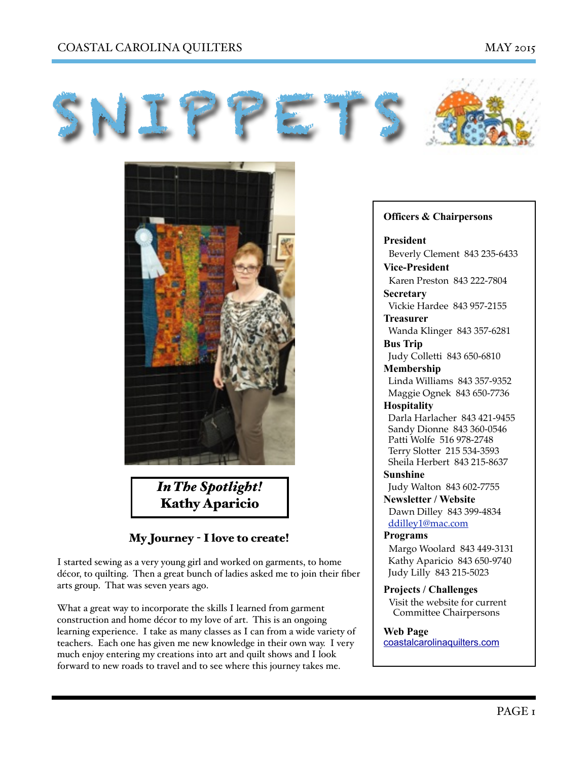# SNIPPETS

**In The Spotlight!**
**Kathy Aparicio**

## My Journey - I love to create!

I started sewing as a very young girl and worked on garments, to home décor, to quilting. Then a great bunch of ladies asked me to join their fiber arts group. That was seven years ago.

What a great way to incorporate the skills I learned from garment construction and home décor to my love of art. This is an ongoing learning experience. I take as many classes as I can from a wide variety of teachers. Each one has given me new knowledge in their own way. I very much enjoy entering my creations into art and quilt shows and I look forward to new roads to travel and to see where this journey takes me.

### Officers & Chairpersons

**President**
Beverly Clement 843 235-6433

**Vice-President**
Karen Preston 843 222-7804

**Secretary**
Vickie Hardee 843 957-2155

**Treasurer**
Wanda Klinger 843 357-6281

**Bus Trip**
Judy Colletti 843 650-6810

**Membership**
Linda Williams 843 357-9352
Maggie Ognek 843 650-7736

**Hospitality**
Darla Harlacher 843 421-9455
Sandy Dionne 843 360-0546
Patti Wolfe 516 978-2748
Terry Slotter 215 534-3593
Sheila Herbert 843 215-8637

**Sunshine**
Judy Walton 843 602-7755

**Newsletter / Website**
Dawn Dilley 843 399-4834
ddilley1@mac.com

**Programs**
Margo Woolard 843 449-3131
Kathy Aparicio 843 650-9740
Judy Lilly 843 215-5023

**Projects / Challenges**
Visit the website for current Committee Chairpersons

**Web Page**
coastalcarolinaquilters.com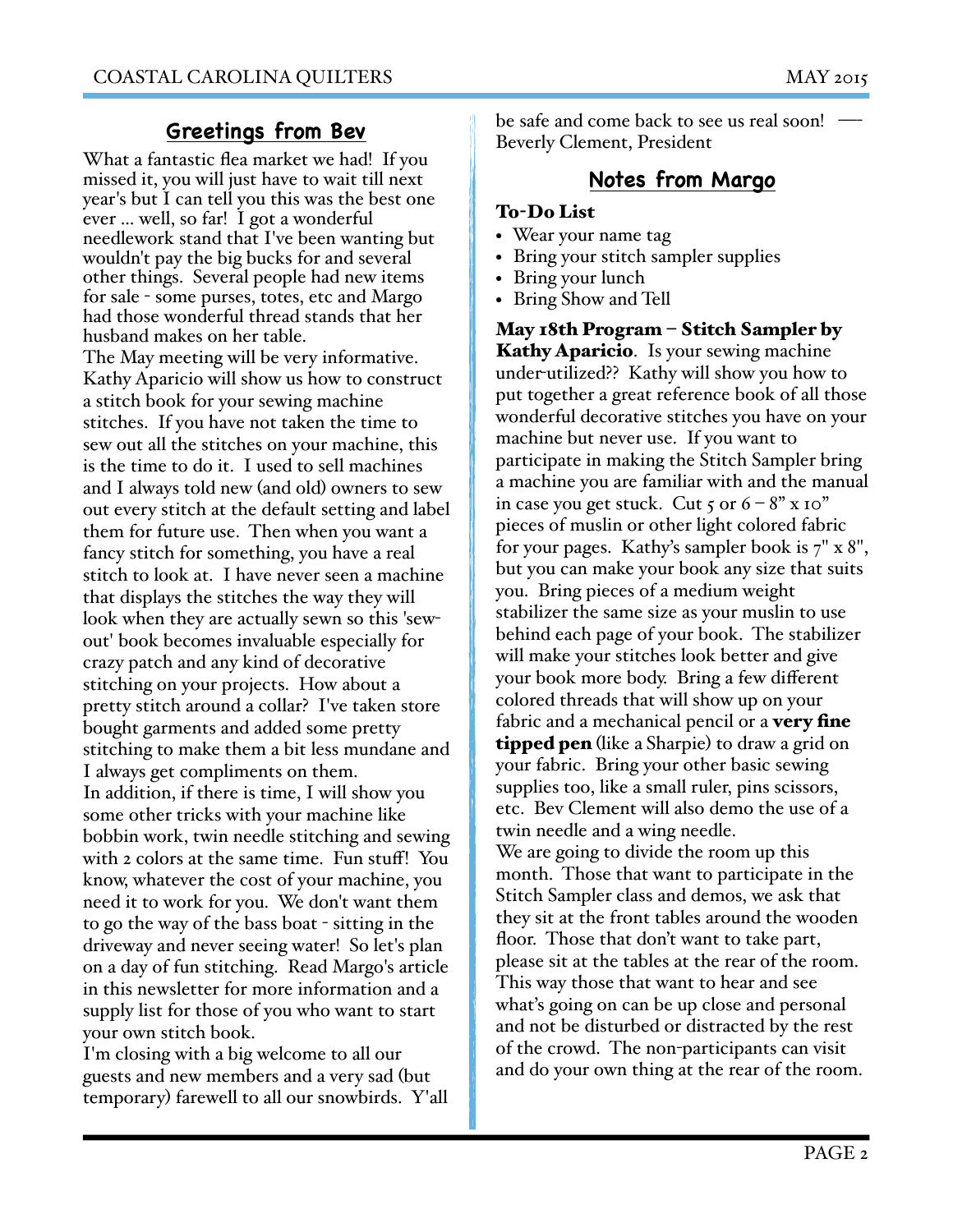## Greetings from Bev

What a fantastic flea market we had! If you missed it, you will just have to wait till next year's but I can tell you this was the best one ever … well, so far! I got a wonderful needlework stand that I've been wanting but wouldn't pay the big bucks for and several other things. Several people had new items for sale - some purses, totes, etc and Margo had those wonderful thread stands that her husband makes on her table.

The May meeting will be very informative. Kathy Aparicio will show us how to construct a stitch book for your sewing machine stitches. If you have not taken the time to sew out all the stitches on your machine, this is the time to do it. I used to sell machines and I always told new (and old) owners to sew out every stitch at the default setting and label them for future use. Then when you want a fancy stitch for something, you have a real stitch to look at. I have never seen a machine that displays the stitches the way they will look when they are actually sewn so this 'sew-out' book becomes invaluable especially for crazy patch and any kind of decorative stitching on your projects. How about a pretty stitch around a collar? I've taken store bought garments and added some pretty stitching to make them a bit less mundane and I always get compliments on them.

In addition, if there is time, I will show you some other tricks with your machine like bobbin work, twin needle stitching and sewing with 2 colors at the same time. Fun stuff! You know, whatever the cost of your machine, you need it to work for you. We don't want them to go the way of the bass boat - sitting in the driveway and never seeing water! So let's plan on a day of fun stitching. Read Margo's article in this newsletter for more information and a supply list for those of you who want to start your own stitch book.

I'm closing with a big welcome to all our guests and new members and a very sad (but temporary) farewell to all our snowbirds. Y'all be safe and come back to see us real soon! — Beverly Clement, President

## Notes from Margo

**To-Do List**

- Wear your name tag
- Bring your stitch sampler supplies
- Bring your lunch
- Bring Show and Tell

**May 18th Program – Stitch Sampler by Kathy Aparicio**. Is your sewing machine under-utilized?? Kathy will show you how to put together a great reference book of all those wonderful decorative stitches you have on your machine but never use. If you want to participate in making the Stitch Sampler bring a machine you are familiar with and the manual in case you get stuck. Cut 5 or 6 – 8" x 10" pieces of muslin or other light colored fabric for your pages. Kathy's sampler book is 7" x 8", but you can make your book any size that suits you. Bring pieces of a medium weight stabilizer the same size as your muslin to use behind each page of your book. The stabilizer will make your stitches look better and give your book more body. Bring a few different colored threads that will show up on your fabric and a mechanical pencil or a **very fine tipped pen** (like a Sharpie) to draw a grid on your fabric. Bring your other basic sewing supplies too, like a small ruler, pins scissors, etc. Bev Clement will also demo the use of a twin needle and a wing needle.

We are going to divide the room up this month. Those that want to participate in the Stitch Sampler class and demos, we ask that they sit at the front tables around the wooden floor. Those that don't want to take part, please sit at the tables at the rear of the room. This way those that want to hear and see what's going on can be up close and personal and not be disturbed or distracted by the rest of the crowd. The non-participants can visit and do your own thing at the rear of the room.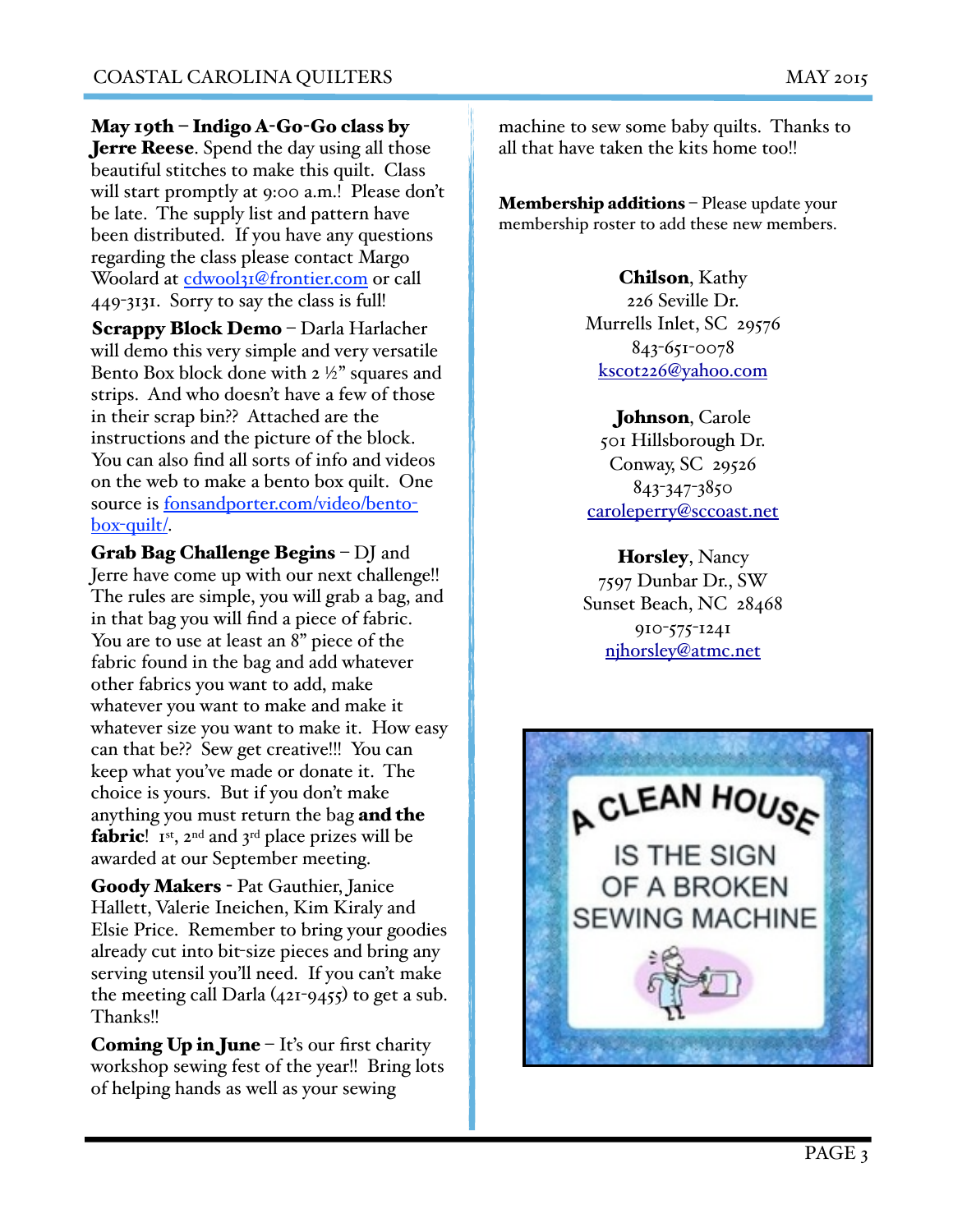**May 19th – Indigo A-Go-Go class by Jerre Reese**. Spend the day using all those beautiful stitches to make this quilt. Class will start promptly at 9:00 a.m.! Please don't be late. The supply list and pattern have been distributed. If you have any questions regarding the class please contact Margo Woolard at cdwool31@frontier.com or call 449-3131. Sorry to say the class is full!

**Scrappy Block Demo** – Darla Harlacher will demo this very simple and very versatile Bento Box block done with 2 ½" squares and strips. And who doesn't have a few of those in their scrap bin?? Attached are the instructions and the picture of the block. You can also find all sorts of info and videos on the web to make a bento box quilt. One source is fonsandporter.com/video/bento-box-quilt/.

**Grab Bag Challenge Begins** – DJ and Jerre have come up with our next challenge!! The rules are simple, you will grab a bag, and in that bag you will find a piece of fabric. You are to use at least an 8" piece of the fabric found in the bag and add whatever other fabrics you want to add, make whatever you want to make and make it whatever size you want to make it. How easy can that be?? Sew get creative!!! You can keep what you've made or donate it. The choice is yours. But if you don't make anything you must return the bag **and the fabric**! 1st, 2nd and 3rd place prizes will be awarded at our September meeting.

**Goody Makers** - Pat Gauthier, Janice Hallett, Valerie Ineichen, Kim Kiraly and Elsie Price. Remember to bring your goodies already cut into bit-size pieces and bring any serving utensil you'll need. If you can't make the meeting call Darla (421-9455) to get a sub. Thanks!!

**Coming Up in June** – It's our first charity workshop sewing fest of the year!! Bring lots of helping hands as well as your sewing machine to sew some baby quilts. Thanks to all that have taken the kits home too!!

**Membership additions** – Please update your membership roster to add these new members.

**Chilson**, Kathy
226 Seville Dr.
Murrells Inlet, SC 29576
843-651-0078
kscot226@yahoo.com

**Johnson**, Carole
501 Hillsborough Dr.
Conway, SC 29526
843-347-3850
caroleperry@sccoast.net

**Horsley**, Nancy
7597 Dunbar Dr., SW
Sunset Beach, NC 28468
910-575-1241
njhorsley@atmc.net

A CLEAN HOUSE IS THE SIGN OF A BROKEN SEWING MACHINE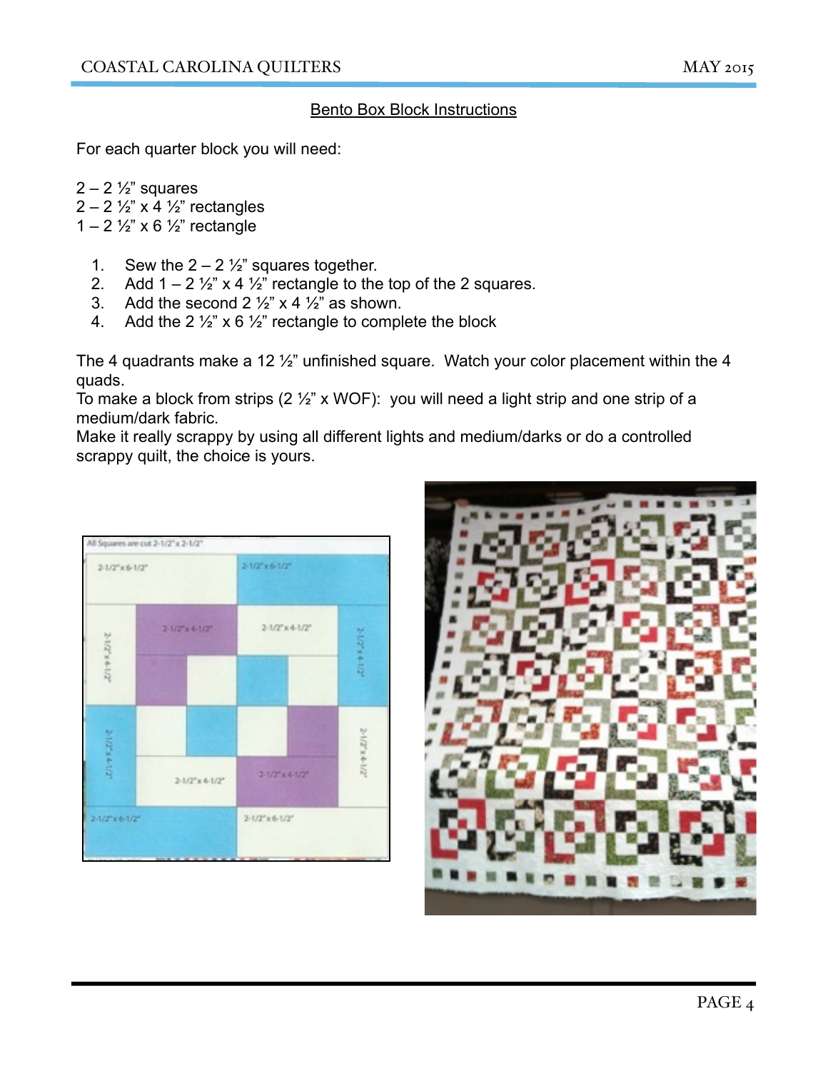## Bento Box Block Instructions

For each quarter block you will need:

2 – 2 ½" squares
2 – 2 ½" x 4 ½" rectangles
1 – 2 ½" x 6 ½" rectangle

1. Sew the 2 – 2 ½" squares together.
2. Add 1 – 2 ½" x 4 ½" rectangle to the top of the 2 squares.
3. Add the second 2 ½" x 4 ½" as shown.
4. Add the 2 ½" x 6 ½" rectangle to complete the block

The 4 quadrants make a 12 ½" unfinished square. Watch your color placement within the 4 quads.
To make a block from strips (2 ½" x WOF): you will need a light strip and one strip of a medium/dark fabric.
Make it really scrappy by using all different lights and medium/darks or do a controlled scrappy quilt, the choice is yours.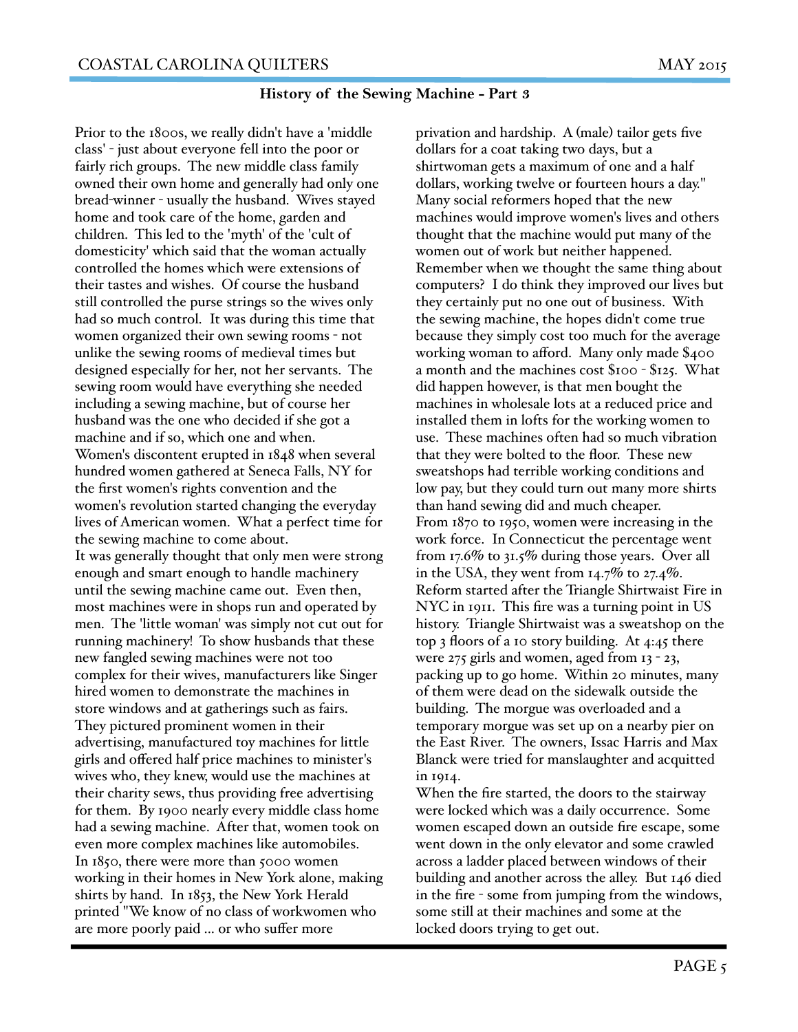### History of the Sewing Machine - Part 3

Prior to the 1800s, we really didn't have a 'middle class' - just about everyone fell into the poor or fairly rich groups. The new middle class family owned their own home and generally had only one bread-winner - usually the husband. Wives stayed home and took care of the home, garden and children. This led to the 'myth' of the 'cult of domesticity' which said that the woman actually controlled the homes which were extensions of their tastes and wishes. Of course the husband still controlled the purse strings so the wives only had so much control. It was during this time that women organized their own sewing rooms - not unlike the sewing rooms of medieval times but designed especially for her, not her servants. The sewing room would have everything she needed including a sewing machine, but of course her husband was the one who decided if she got a machine and if so, which one and when.

Women's discontent erupted in 1848 when several hundred women gathered at Seneca Falls, NY for the first women's rights convention and the women's revolution started changing the everyday lives of American women. What a perfect time for the sewing machine to come about.

It was generally thought that only men were strong enough and smart enough to handle machinery until the sewing machine came out. Even then, most machines were in shops run and operated by men. The 'little woman' was simply not cut out for running machinery! To show husbands that these new fangled sewing machines were not too complex for their wives, manufacturers like Singer hired women to demonstrate the machines in store windows and at gatherings such as fairs. They pictured prominent women in their advertising, manufactured toy machines for little girls and offered half price machines to minister's wives who, they knew, would use the machines at their charity sews, thus providing free advertising for them. By 1900 nearly every middle class home had a sewing machine. After that, women took on even more complex machines like automobiles.

In 1850, there were more than 5000 women working in their homes in New York alone, making shirts by hand. In 1853, the New York Herald printed "We know of no class of workwomen who are more poorly paid ... or who suffer more privation and hardship. A (male) tailor gets five dollars for a coat taking two days, but a shirtwoman gets a maximum of one and a half dollars, working twelve or fourteen hours a day." Many social reformers hoped that the new machines would improve women's lives and others thought that the machine would put many of the women out of work but neither happened. Remember when we thought the same thing about computers? I do think they improved our lives but they certainly put no one out of business. With the sewing machine, the hopes didn't come true because they simply cost too much for the average working woman to afford. Many only made $400 a month and the machines cost $100 - $125. What did happen however, is that men bought the machines in wholesale lots at a reduced price and installed them in lofts for the working women to use. These machines often had so much vibration that they were bolted to the floor. These new sweatshops had terrible working conditions and low pay, but they could turn out many more shirts than hand sewing did and much cheaper.

From 1870 to 1950, women were increasing in the work force. In Connecticut the percentage went from 17.6% to 31.5% during those years. Over all in the USA, they went from 14.7% to 27.4%.

Reform started after the Triangle Shirtwaist Fire in NYC in 1911. This fire was a turning point in US history. Triangle Shirtwaist was a sweatshop on the top 3 floors of a 10 story building. At 4:45 there were 275 girls and women, aged from 13 - 23, packing up to go home. Within 20 minutes, many of them were dead on the sidewalk outside the building. The morgue was overloaded and a temporary morgue was set up on a nearby pier on the East River. The owners, Issac Harris and Max Blanck were tried for manslaughter and acquitted in 1914.

When the fire started, the doors to the stairway were locked which was a daily occurrence. Some women escaped down an outside fire escape, some went down in the only elevator and some crawled across a ladder placed between windows of their building and another across the alley. But 146 died in the fire - some from jumping from the windows, some still at their machines and some at the locked doors trying to get out.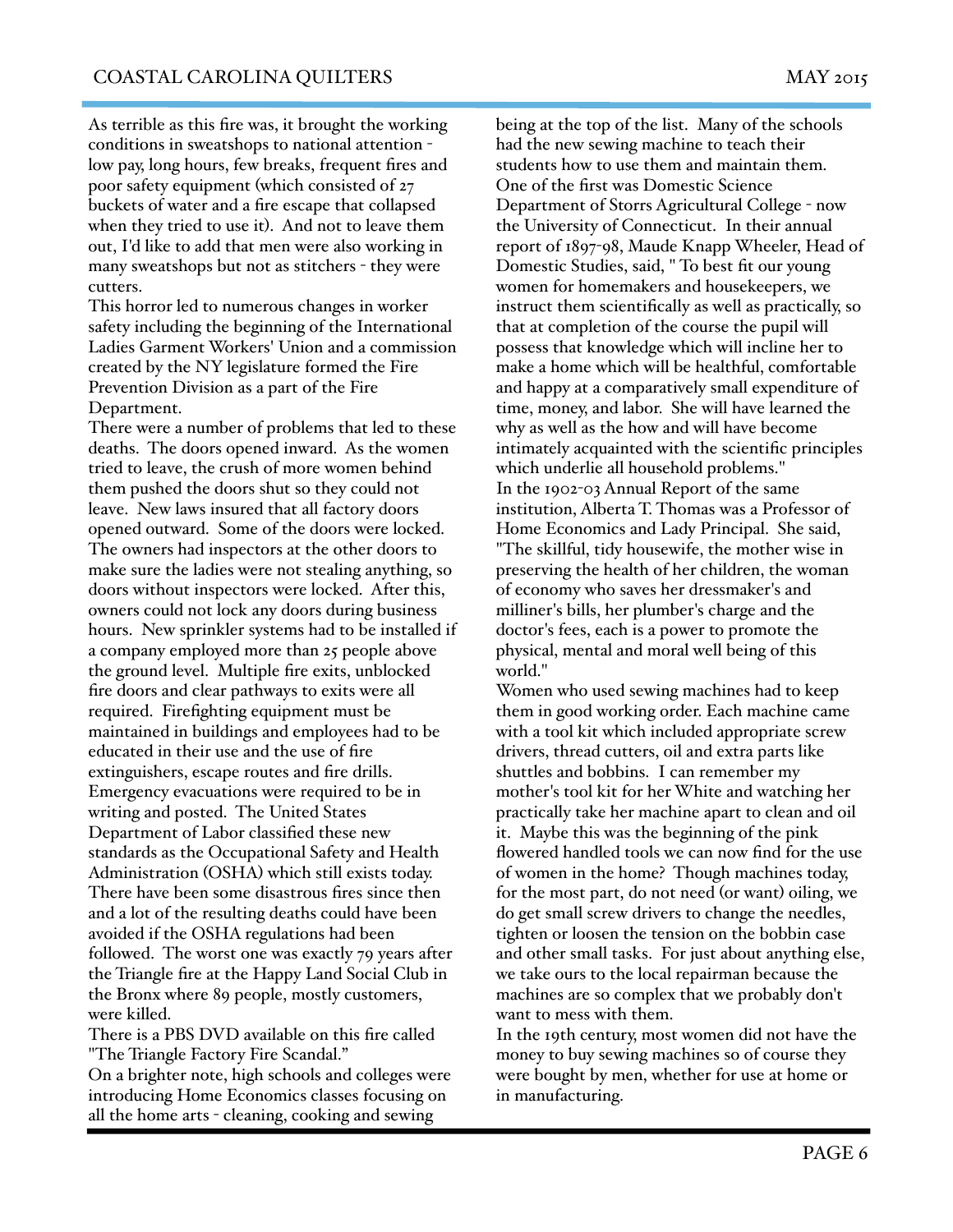As terrible as this fire was, it brought the working conditions in sweatshops to national attention - low pay, long hours, few breaks, frequent fires and poor safety equipment (which consisted of 27 buckets of water and a fire escape that collapsed when they tried to use it). And not to leave them out, I'd like to add that men were also working in many sweatshops but not as stitchers - they were cutters.

This horror led to numerous changes in worker safety including the beginning of the International Ladies Garment Workers' Union and a commission created by the NY legislature formed the Fire Prevention Division as a part of the Fire Department.

There were a number of problems that led to these deaths. The doors opened inward. As the women tried to leave, the crush of more women behind them pushed the doors shut so they could not leave. New laws insured that all factory doors opened outward. Some of the doors were locked. The owners had inspectors at the other doors to make sure the ladies were not stealing anything, so doors without inspectors were locked. After this, owners could not lock any doors during business hours. New sprinkler systems had to be installed if a company employed more than 25 people above the ground level. Multiple fire exits, unblocked fire doors and clear pathways to exits were all required. Firefighting equipment must be maintained in buildings and employees had to be educated in their use and the use of fire extinguishers, escape routes and fire drills. Emergency evacuations were required to be in writing and posted. The United States Department of Labor classified these new standards as the Occupational Safety and Health Administration (OSHA) which still exists today.

There have been some disastrous fires since then and a lot of the resulting deaths could have been avoided if the OSHA regulations had been followed. The worst one was exactly 79 years after the Triangle fire at the Happy Land Social Club in the Bronx where 89 people, mostly customers, were killed.

There is a PBS DVD available on this fire called "The Triangle Factory Fire Scandal."

On a brighter note, high schools and colleges were introducing Home Economics classes focusing on all the home arts - cleaning, cooking and sewing being at the top of the list. Many of the schools had the new sewing machine to teach their students how to use them and maintain them. One of the first was Domestic Science Department of Storrs Agricultural College - now the University of Connecticut. In their annual report of 1897-98, Maude Knapp Wheeler, Head of Domestic Studies, said, " To best fit our young women for homemakers and housekeepers, we instruct them scientifically as well as practically, so that at completion of the course the pupil will possess that knowledge which will incline her to make a home which will be healthful, comfortable and happy at a comparatively small expenditure of time, money, and labor. She will have learned the why as well as the how and will have become intimately acquainted with the scientific principles which underlie all household problems."

In the 1902-03 Annual Report of the same institution, Alberta T. Thomas was a Professor of Home Economics and Lady Principal. She said, "The skillful, tidy housewife, the mother wise in preserving the health of her children, the woman of economy who saves her dressmaker's and milliner's bills, her plumber's charge and the doctor's fees, each is a power to promote the physical, mental and moral well being of this world."

Women who used sewing machines had to keep them in good working order. Each machine came with a tool kit which included appropriate screw drivers, thread cutters, oil and extra parts like shuttles and bobbins. I can remember my mother's tool kit for her White and watching her practically take her machine apart to clean and oil it. Maybe this was the beginning of the pink flowered handled tools we can now find for the use of women in the home? Though machines today, for the most part, do not need (or want) oiling, we do get small screw drivers to change the needles, tighten or loosen the tension on the bobbin case and other small tasks. For just about anything else, we take ours to the local repairman because the machines are so complex that we probably don't want to mess with them.

In the 19th century, most women did not have the money to buy sewing machines so of course they were bought by men, whether for use at home or in manufacturing.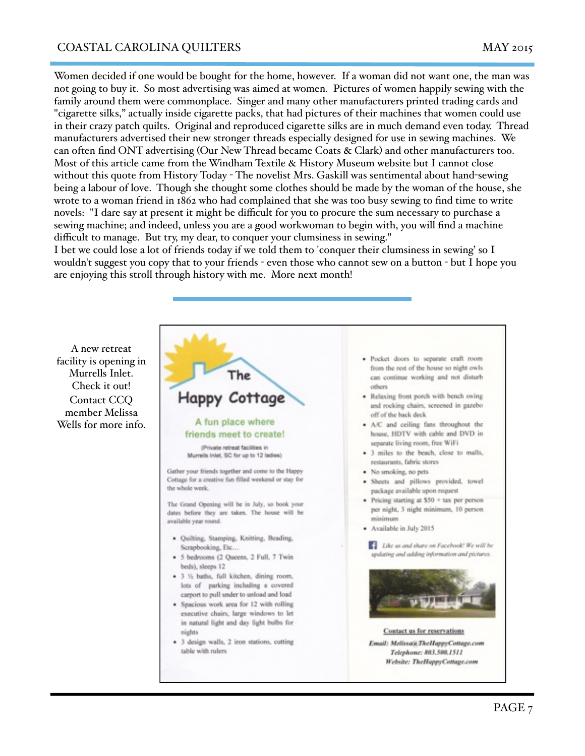Women decided if one would be bought for the home, however. If a woman did not want one, the man was not going to buy it. So most advertising was aimed at women. Pictures of women happily sewing with the family around them were commonplace. Singer and many other manufacturers printed trading cards and "cigarette silks," actually inside cigarette packs, that had pictures of their machines that women could use in their crazy patch quilts. Original and reproduced cigarette silks are in much demand even today. Thread manufacturers advertised their new stronger threads especially designed for use in sewing machines. We can often find ONT advertising (Our New Thread became Coats & Clark) and other manufacturers too. Most of this article came from the Windham Textile & History Museum website but I cannot close without this quote from History Today - The novelist Mrs. Gaskill was sentimental about hand-sewing being a labour of love. Though she thought some clothes should be made by the woman of the house, she wrote to a woman friend in 1862 who had complained that she was too busy sewing to find time to write novels: "I dare say at present it might be difficult for you to procure the sum necessary to purchase a sewing machine; and indeed, unless you are a good workwoman to begin with, you will find a machine difficult to manage. But try, my dear, to conquer your clumsiness in sewing."

I bet we could lose a lot of friends today if we told them to 'conquer their clumsiness in sewing' so I wouldn't suggest you copy that to your friends - even those who cannot sew on a button - but I hope you are enjoying this stroll through history with me. More next month!

---

A new retreat facility is opening in Murrells Inlet. Check it out!

Contact CCQ member Melissa Wells for more info.

## The Happy Cottage

**A fun place where friends meet to create!**

(Private retreat facilities in Murrells Inlet, SC for up to 12 ladies)

Gather your friends together and come to the Happy Cottage for a creative fun filled weekend or stay for the whole week.

The Grand Opening will be in July, so book your dates before they are taken. The house will be available year round.

- Quilting, Stamping, Knitting, Beading, Scrapbooking, Etc…
- 5 bedrooms (2 Queens, 2 Full, 7 Twin beds), sleeps 12
- 3 ½ baths, full kitchen, dining room, lots of parking including a covered carport to pull under to unload and load
- Spacious work area for 12 with rolling executive chairs, large windows to let in natural light and day light bulbs for nights
- 3 design walls, 2 iron stations, cutting table with rulers
- Pocket doors to separate craft room from the rest of the house so night owls can continue working and not disturb others
- Relaxing front porch with bench swing and rocking chairs, screened in gazebo off of the back deck
- A/C and ceiling fans throughout the house, HDTV with cable and DVD in separate living room, free WiFi
- 3 miles to the beach, close to malls, restaurants, fabric stores
- No smoking, no pets
- Sheets and pillows provided, towel package available upon request
- Pricing starting at $50 + tax per person per night, 3 night minimum, 10 person minimum
- Available in July 2015

*Like us and share on Facebook! We will be updating and adding information and pictures.*

**Contact us for reservations**

*Email: Melissa@TheHappyCottage.com*
*Telephone: 803.500.1511*
*Website: TheHappyCottage.com*